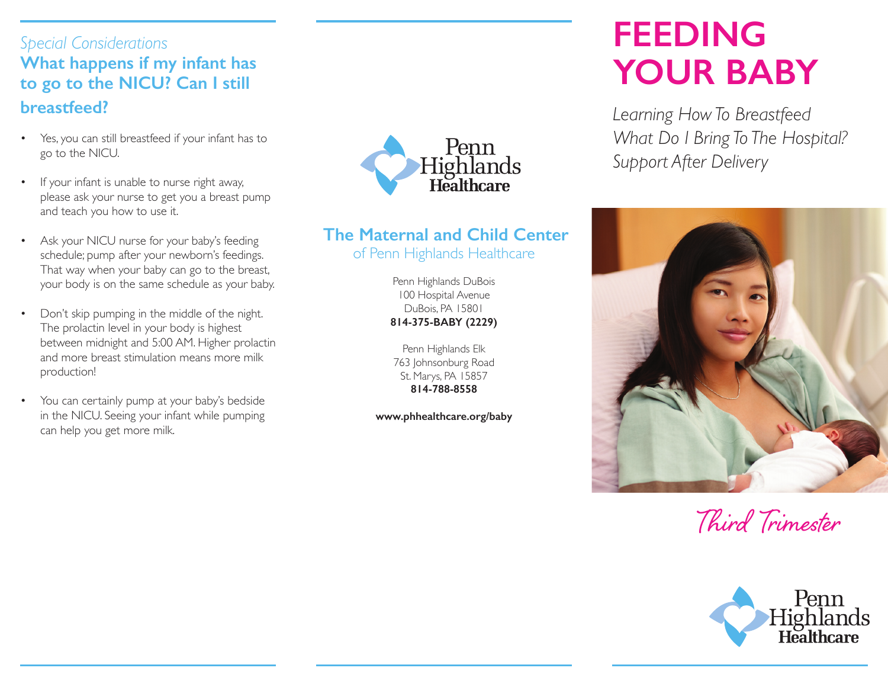*Special Considerations*

## What happens if my infant has to go to the NICU? Can I still breastfeed?

- Yes, you can still breastfeed if your infant has to go to the NICU.
- If your infant is unable to nurse right away, please ask your nurse to get you a breast pump and teach you how to use it.
- Ask your NICU nurse for your baby's feeding schedule; pump after your newborn's feedings. That way when your baby can go to the breast, your body is on the same schedule as your baby.
- Don't skip pumping in the middle of the night. The prolactin level in your body is highest between midnight and 5:00 AM. Higher prolactin and more breast stimulation means more milk production!
- You can certainly pump at your baby's bedside in the NICU. Seeing your infant while pumping can help you get more milk.

Penn Highlands Healthcare

## The Maternal and Child Center
of Penn Highlands Healthcare

Penn Highlands DuBois
100 Hospital Avenue
DuBois, PA 15801
**814-375-BABY (2229)**

Penn Highlands Elk
763 Johnsonburg Road
St. Marys, PA 15857
**814-788-8558**

**www.phhealthcare.org/baby**

# FEEDING YOUR BABY

*Learning How To Breastfeed*
*What Do I Bring To The Hospital?*
*Support After Delivery*

*Third Trimester*

Penn Highlands Healthcare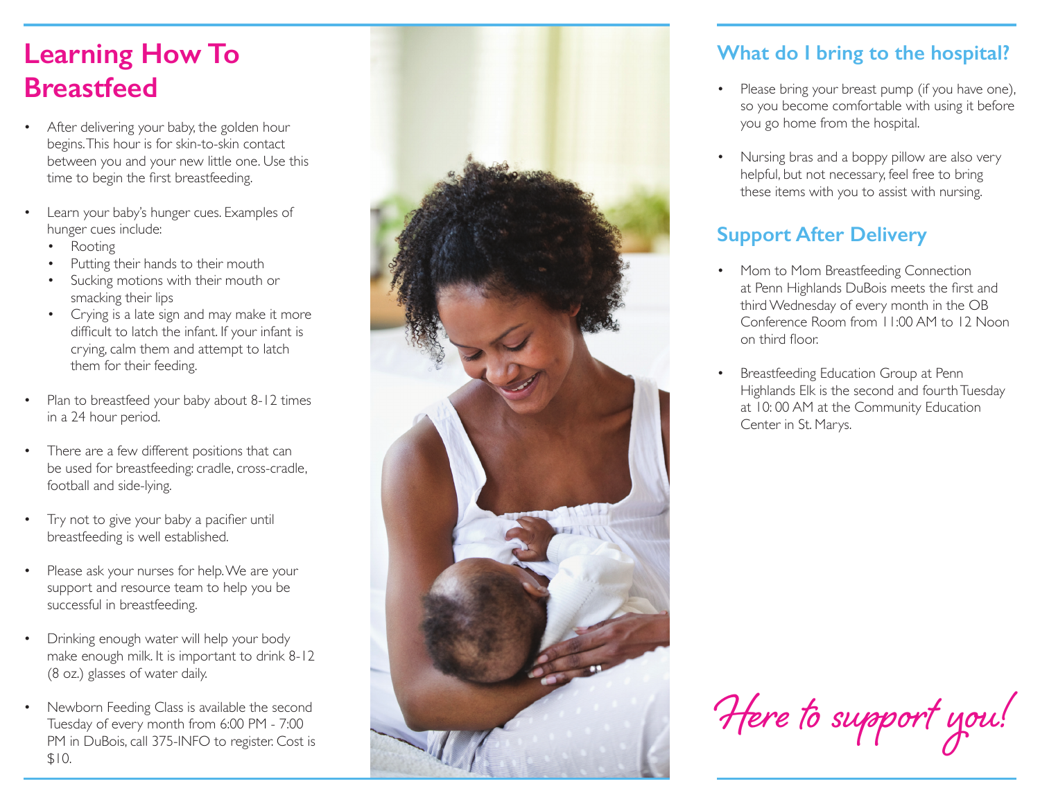# Learning How To Breastfeed

- After delivering your baby, the golden hour begins. This hour is for skin-to-skin contact between you and your new little one. Use this time to begin the first breastfeeding.
- Learn your baby's hunger cues. Examples of hunger cues include:
  - Rooting
  - Putting their hands to their mouth
  - Sucking motions with their mouth or smacking their lips
  - Crying is a late sign and may make it more difficult to latch the infant. If your infant is crying, calm them and attempt to latch them for their feeding.
- Plan to breastfeed your baby about 8-12 times in a 24 hour period.
- There are a few different positions that can be used for breastfeeding: cradle, cross-cradle, football and side-lying.
- Try not to give your baby a pacifier until breastfeeding is well established.
- Please ask your nurses for help. We are your support and resource team to help you be successful in breastfeeding.
- Drinking enough water will help your body make enough milk. It is important to drink 8-12 (8 oz.) glasses of water daily.
- Newborn Feeding Class is available the second Tuesday of every month from 6:00 PM - 7:00 PM in DuBois, call 375-INFO to register. Cost is $10.

## What do I bring to the hospital?

- Please bring your breast pump (if you have one), so you become comfortable with using it before you go home from the hospital.
- Nursing bras and a boppy pillow are also very helpful, but not necessary, feel free to bring these items with you to assist with nursing.

## Support After Delivery

- Mom to Mom Breastfeeding Connection at Penn Highlands DuBois meets the first and third Wednesday of every month in the OB Conference Room from 11:00 AM to 12 Noon on third floor.
- Breastfeeding Education Group at Penn Highlands Elk is the second and fourth Tuesday at 10: 00 AM at the Community Education Center in St. Marys.

*Here to support you!*